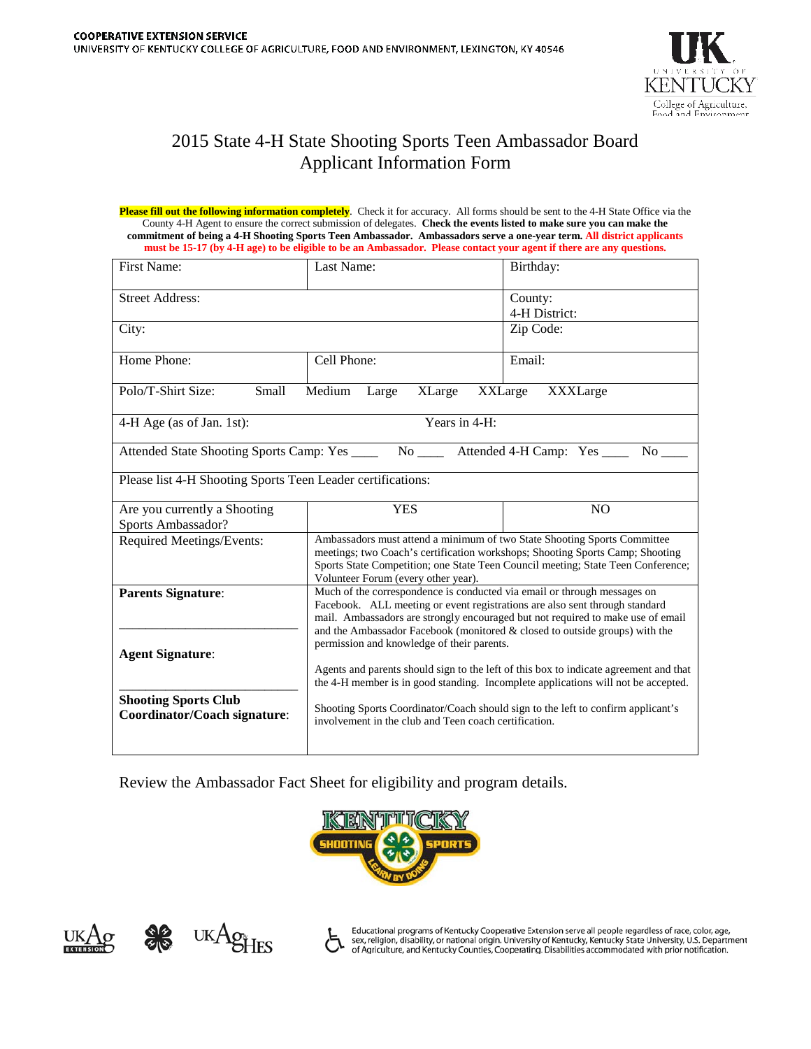COOPERATIVE EXTENSION SERVICE
UNIVERSITY OF KENTUCKY COLLEGE OF AGRICULTURE, FOOD AND ENVIRONMENT, LEXINGTON, KY 40546

# 2015 State 4-H State Shooting Sports Teen Ambassador Board Applicant Information Form

**Please fill out the following information completely**. Check it for accuracy. All forms should be sent to the 4-H State Office via the County 4-H Agent to ensure the correct submission of delegates. **Check the events listed to make sure you can make the commitment of being a 4-H Shooting Sports Teen Ambassador. Ambassadors serve a one-year term. All district applicants must be 15-17 (by 4-H age) to be eligible to be an Ambassador. Please contact your agent if there are any questions.**

| | | |
|---|---|---|
| First Name: | Last Name: | Birthday: |
| Street Address: | | County: 4-H District: |
| City: | | Zip Code: |
| Home Phone: | Cell Phone: | Email: |
| Polo/T-Shirt Size: Small Medium Large XLarge XXLarge XXXLarge | | |
| 4-H Age (as of Jan. 1st): Years in 4-H: | | |
| Attended State Shooting Sports Camp: Yes ____ No ____ Attended 4-H Camp: Yes ____ No ____ | | |
| Please list 4-H Shooting Sports Teen Leader certifications: | | |
| Are you currently a Shooting Sports Ambassador? | YES | NO |
| Required Meetings/Events: | Ambassadors must attend a minimum of two State Shooting Sports Committee meetings; two Coach's certification workshops; Shooting Sports Camp; Shooting Sports State Competition; one State Teen Council meeting; State Teen Conference; Volunteer Forum (every other year). | |
| **Parents Signature**: ______________________ | Much of the correspondence is conducted via email or through messages on Facebook. ALL meeting or event registrations are also sent through standard mail. Ambassadors are strongly encouraged but not required to make use of email and the Ambassador Facebook (monitored & closed to outside groups) with the permission and knowledge of their parents. | |
| **Agent Signature**: ______________________ | Agents and parents should sign to the left of this box to indicate agreement and that the 4-H member is in good standing. Incomplete applications will not be accepted. | |
| **Shooting Sports Club Coordinator/Coach signature**: | Shooting Sports Coordinator/Coach should sign to the left to confirm applicant's involvement in the club and Teen coach certification. | |

Review the Ambassador Fact Sheet for eligibility and program details.

Educational programs of Kentucky Cooperative Extension serve all people regardless of race, color, age, sex, religion, disability, or national origin. University of Kentucky, Kentucky State University, U.S. Department of Agriculture, and Kentucky Counties, Cooperating. Disabilities accommodated with prior notification.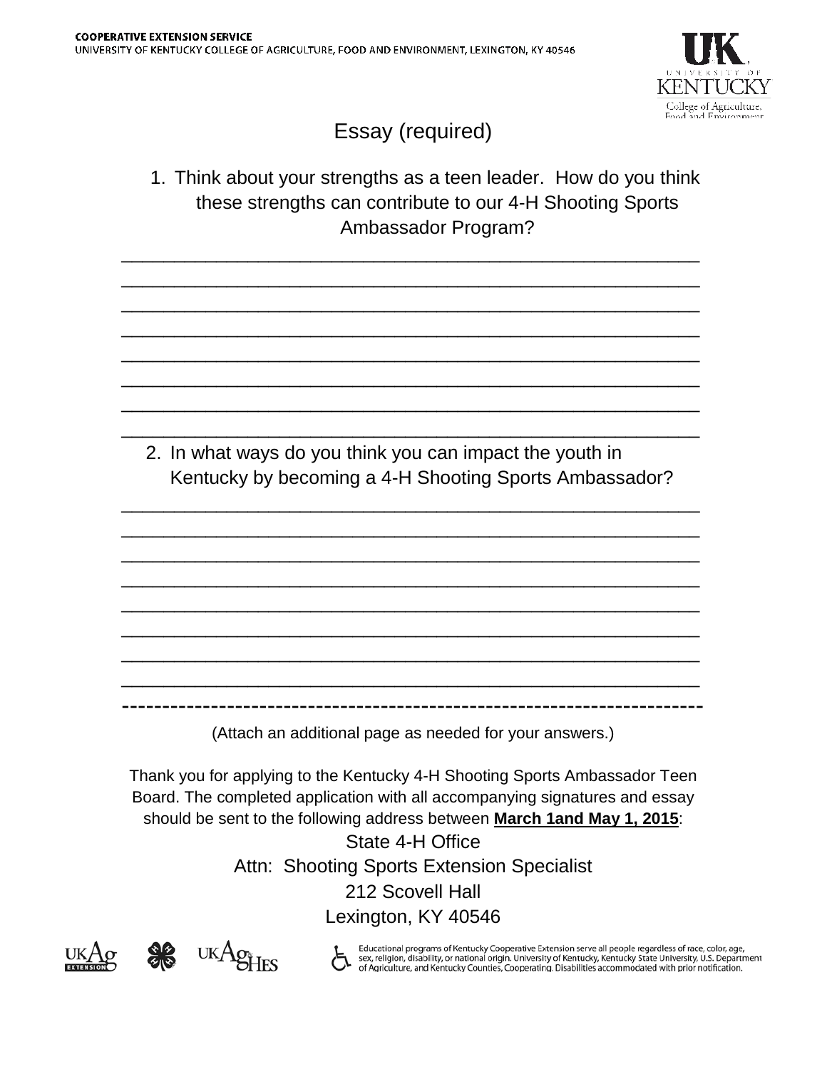COOPERATIVE EXTENSION SERVICE
UNIVERSITY OF KENTUCKY COLLEGE OF AGRICULTURE, FOOD AND ENVIRONMENT, LEXINGTON, KY 40546

## Essay (required)

1. Think about your strengths as a teen leader. How do you think these strengths can contribute to our 4-H Shooting Sports Ambassador Program?

________________________________________________________
________________________________________________________
________________________________________________________
________________________________________________________
________________________________________________________
________________________________________________________
________________________________________________________
________________________________________________________

2. In what ways do you think you can impact the youth in Kentucky by becoming a 4-H Shooting Sports Ambassador?

________________________________________________________
________________________________________________________
________________________________________________________
________________________________________________________
________________________________________________________
________________________________________________________
________________________________________________________
________________________________________________________

(Attach an additional page as needed for your answers.)

Thank you for applying to the Kentucky 4-H Shooting Sports Ambassador Teen Board. The completed application with all accompanying signatures and essay should be sent to the following address between **March 1and May 1, 2015**:

State 4-H Office
Attn: Shooting Sports Extension Specialist
212 Scovell Hall
Lexington, KY 40546

Educational programs of Kentucky Cooperative Extension serve all people regardless of race, color, age, sex, religion, disability, or national origin. University of Kentucky, Kentucky State University, U.S. Department of Agriculture, and Kentucky Counties, Cooperating. Disabilities accommodated with prior notification.